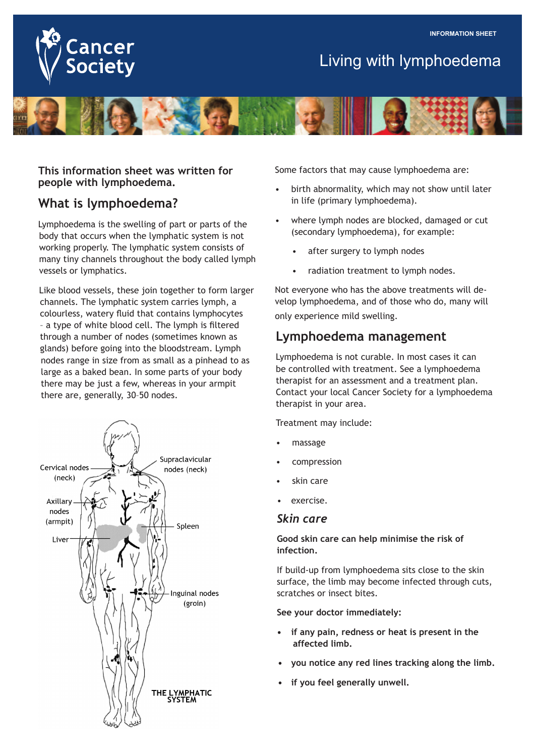INFORMATION SHEET

# Living with lymphoedema

**This information sheet was written for people with lymphoedema.**

## What is lymphoedema?

Lymphoedema is the swelling of part or parts of the body that occurs when the lymphatic system is not working properly. The lymphatic system consists of many tiny channels throughout the body called lymph vessels or lymphatics.

Like blood vessels, these join together to form larger channels. The lymphatic system carries lymph, a colourless, watery fluid that contains lymphocytes – a type of white blood cell. The lymph is filtered through a number of nodes (sometimes known as glands) before going into the bloodstream. Lymph nodes range in size from as small as a pinhead to as large as a baked bean. In some parts of your body there may be just a few, whereas in your armpit there are, generally, 30–50 nodes.

Cervical nodes (neck)

Supraclavicular nodes (neck)

Axillary nodes (armpit)

Spleen

Liver

Inguinal nodes (groin)

THE LYMPHATIC SYSTEM

Some factors that may cause lymphoedema are:

- birth abnormality, which may not show until later in life (primary lymphoedema).
- where lymph nodes are blocked, damaged or cut (secondary lymphoedema), for example:
  - after surgery to lymph nodes
  - radiation treatment to lymph nodes.

Not everyone who has the above treatments will develop lymphoedema, and of those who do, many will only experience mild swelling.

## Lymphoedema management

Lymphoedema is not curable. In most cases it can be controlled with treatment. See a lymphoedema therapist for an assessment and a treatment plan. Contact your local Cancer Society for a lymphoedema therapist in your area.

Treatment may include:

- massage
- compression
- skin care
- exercise.

### *Skin care*

**Good skin care can help minimise the risk of infection.**

If build-up from lymphoedema sits close to the skin surface, the limb may become infected through cuts, scratches or insect bites.

**See your doctor immediately:**

- **if any pain, redness or heat is present in the affected limb.**
- **you notice any red lines tracking along the limb.**
- **if you feel generally unwell.**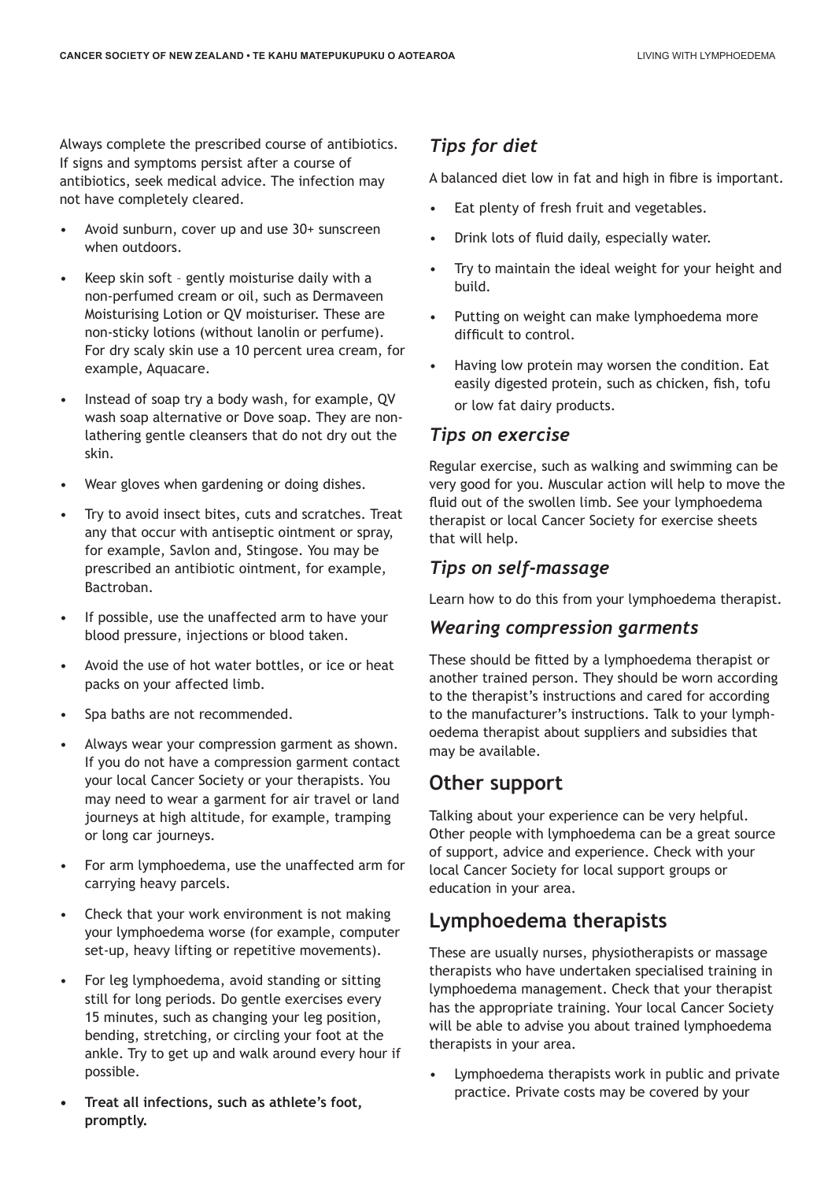Always complete the prescribed course of antibiotics. If signs and symptoms persist after a course of antibiotics, seek medical advice. The infection may not have completely cleared.

- Avoid sunburn, cover up and use 30+ sunscreen when outdoors.
- Keep skin soft – gently moisturise daily with a non-perfumed cream or oil, such as Dermaveen Moisturising Lotion or QV moisturiser. These are non-sticky lotions (without lanolin or perfume). For dry scaly skin use a 10 percent urea cream, for example, Aquacare.
- Instead of soap try a body wash, for example, QV wash soap alternative or Dove soap. They are non-lathering gentle cleansers that do not dry out the skin.
- Wear gloves when gardening or doing dishes.
- Try to avoid insect bites, cuts and scratches. Treat any that occur with antiseptic ointment or spray, for example, Savlon and, Stingose. You may be prescribed an antibiotic ointment, for example, Bactroban.
- If possible, use the unaffected arm to have your blood pressure, injections or blood taken.
- Avoid the use of hot water bottles, or ice or heat packs on your affected limb.
- Spa baths are not recommended.
- Always wear your compression garment as shown. If you do not have a compression garment contact your local Cancer Society or your therapists. You may need to wear a garment for air travel or land journeys at high altitude, for example, tramping or long car journeys.
- For arm lymphoedema, use the unaffected arm for carrying heavy parcels.
- Check that your work environment is not making your lymphoedema worse (for example, computer set-up, heavy lifting or repetitive movements).
- For leg lymphoedema, avoid standing or sitting still for long periods. Do gentle exercises every 15 minutes, such as changing your leg position, bending, stretching, or circling your foot at the ankle. Try to get up and walk around every hour if possible.
- **Treat all infections, such as athlete's foot, promptly.**

### *Tips for diet*

A balanced diet low in fat and high in fibre is important.

- Eat plenty of fresh fruit and vegetables.
- Drink lots of fluid daily, especially water.
- Try to maintain the ideal weight for your height and build.
- Putting on weight can make lymphoedema more difficult to control.
- Having low protein may worsen the condition. Eat easily digested protein, such as chicken, fish, tofu or low fat dairy products.

### *Tips on exercise*

Regular exercise, such as walking and swimming can be very good for you. Muscular action will help to move the fluid out of the swollen limb. See your lymphoedema therapist or local Cancer Society for exercise sheets that will help.

### *Tips on self-massage*

Learn how to do this from your lymphoedema therapist.

### *Wearing compression garments*

These should be fitted by a lymphoedema therapist or another trained person. They should be worn according to the therapist's instructions and cared for according to the manufacturer's instructions. Talk to your lymphoedema therapist about suppliers and subsidies that may be available.

## Other support

Talking about your experience can be very helpful. Other people with lymphoedema can be a great source of support, advice and experience. Check with your local Cancer Society for local support groups or education in your area.

## Lymphoedema therapists

These are usually nurses, physiotherapists or massage therapists who have undertaken specialised training in lymphoedema management. Check that your therapist has the appropriate training. Your local Cancer Society will be able to advise you about trained lymphoedema therapists in your area.

- Lymphoedema therapists work in public and private practice. Private costs may be covered by your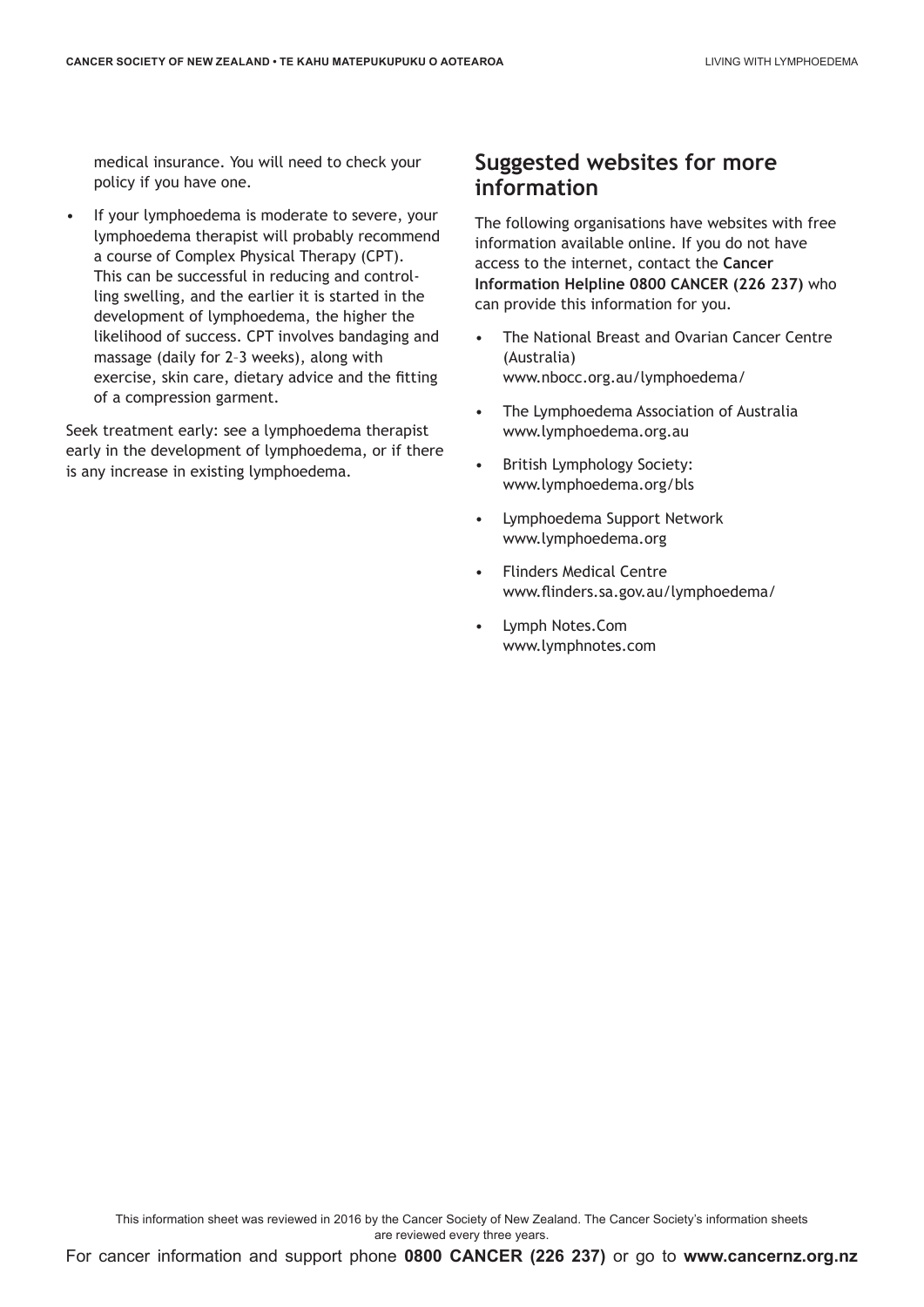medical insurance. You will need to check your policy if you have one.

- If your lymphoedema is moderate to severe, your lymphoedema therapist will probably recommend a course of Complex Physical Therapy (CPT). This can be successful in reducing and controlling swelling, and the earlier it is started in the development of lymphoedema, the higher the likelihood of success. CPT involves bandaging and massage (daily for 2–3 weeks), along with exercise, skin care, dietary advice and the fitting of a compression garment.

Seek treatment early: see a lymphoedema therapist early in the development of lymphoedema, or if there is any increase in existing lymphoedema.

## Suggested websites for more information

The following organisations have websites with free information available online. If you do not have access to the internet, contact the **Cancer Information Helpline 0800 CANCER (226 237)** who can provide this information for you.

- The National Breast and Ovarian Cancer Centre (Australia)
  www.nbocc.org.au/lymphoedema/
- The Lymphoedema Association of Australia
  www.lymphoedema.org.au
- British Lymphology Society:
  www.lymphoedema.org/bls
- Lymphoedema Support Network
  www.lymphoedema.org
- Flinders Medical Centre
  www.flinders.sa.gov.au/lymphoedema/
- Lymph Notes.Com
  www.lymphnotes.com

This information sheet was reviewed in 2016 by the Cancer Society of New Zealand. The Cancer Society's information sheets are reviewed every three years.

For cancer information and support phone **0800 CANCER (226 237)** or go to **www.cancernz.org.nz**